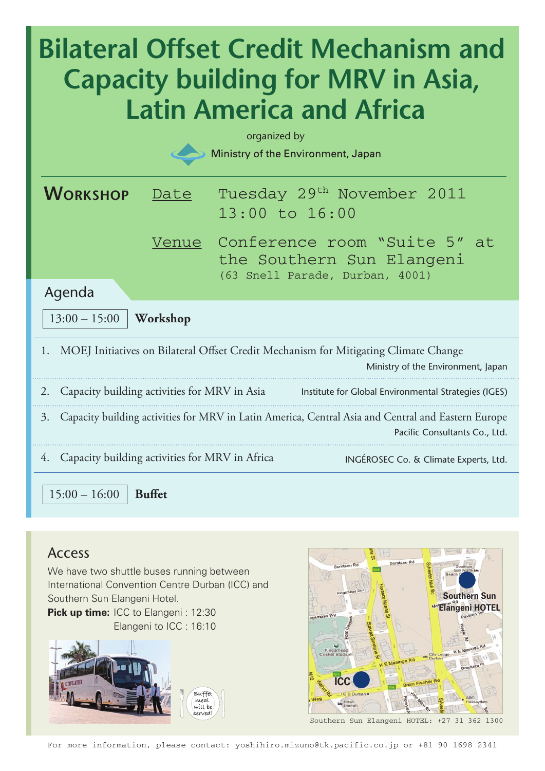# Bilateral Offset Credit Mechanism and Capacity building for MRV in Asia, Latin America and Africa

organized by

Ministry of the Environment, Japan

## Workshop

Date: Tuesday 29th November 2011
13:00 to 16:00

Venue: Conference room "Suite 5" at the Southern Sun Elangeni
(63 Snell Parade, Durban, 4001)

## Agenda

**13:00 – 15:00 Workshop**

1. MOEJ Initiatives on Bilateral Offset Credit Mechanism for Mitigating Climate Change — Ministry of the Environment, Japan
2. Capacity building activities for MRV in Asia — Institute for Global Environmental Strategies (IGES)
3. Capacity building activities for MRV in Latin America, Central Asia and Central and Eastern Europe — Pacific Consultants Co., Ltd.
4. Capacity building activities for MRV in Africa — INGÉROSEC Co. & Climate Experts, Ltd.

**15:00 – 16:00 Buffet**

## Access

We have two shuttle buses running between International Convention Centre Durban (ICC) and Southern Sun Elangeni Hotel.

**Pick up time:** ICC to Elangeni : 12:30
Elangeni to ICC : 16:10

Buffet meal will be served!

Southern Sun Elangeni HOTEL: +27 31 362 1300

For more information, please contact: yoshihiro.mizuno@tk.pacific.co.jp or +81 90 1698 2341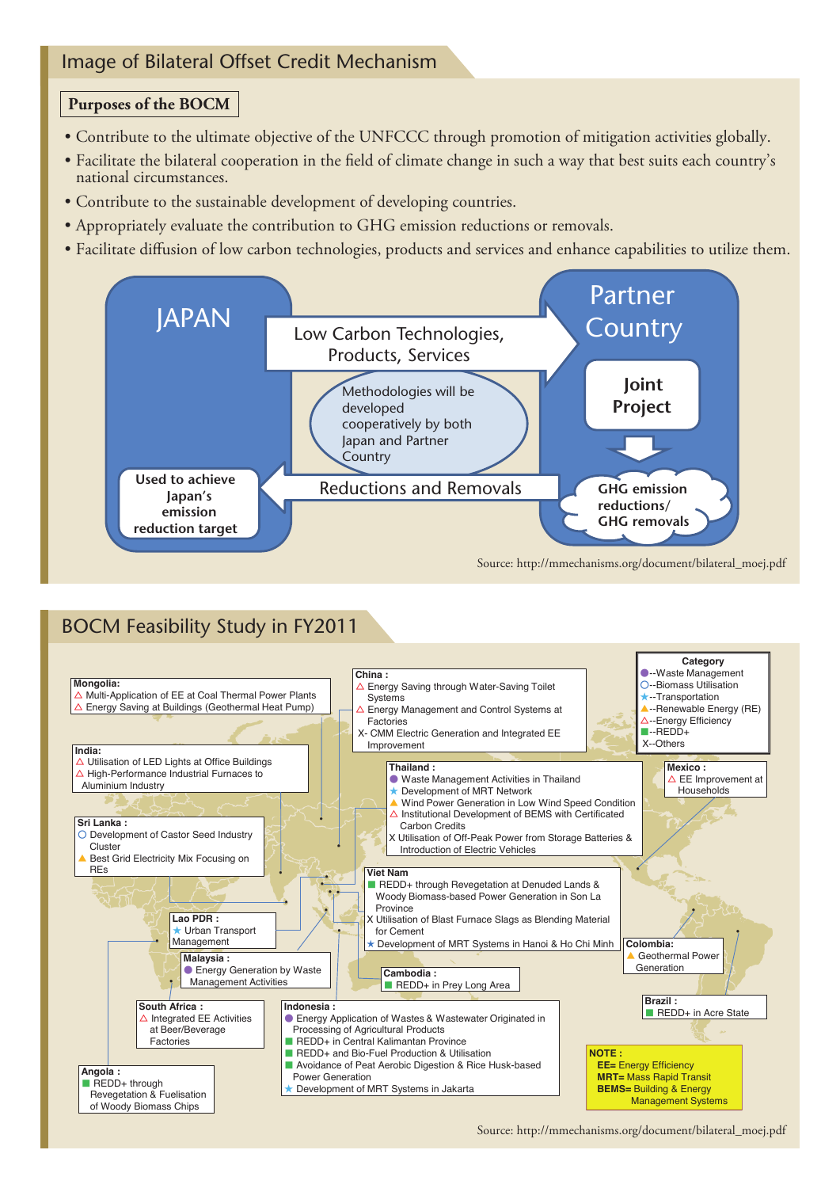## Image of Bilateral Offset Credit Mechanism

**Purposes of the BOCM**

- Contribute to the ultimate objective of the UNFCCC through promotion of mitigation activities globally.
- Facilitate the bilateral cooperation in the field of climate change in such a way that best suits each country's national circumstances.
- Contribute to the sustainable development of developing countries.
- Appropriately evaluate the contribution to GHG emission reductions or removals.
- Facilitate diffusion of low carbon technologies, products and services and enhance capabilities to utilize them.

JAPAN

Partner Country

Low Carbon Technologies, Products, Services

Methodologies will be developed cooperatively by both Japan and Partner Country

Joint Project

GHG emission reductions/ GHG removals

Reductions and Removals

Used to achieve Japan's emission reduction target

Source: http://mmechanisms.org/document/bilateral_moej.pdf

## BOCM Feasibility Study in FY2011

**Category**
● --Waste Management
○ --Biomass Utilisation
★ --Transportation
▲ --Renewable Energy (RE)
△ --Energy Efficiency
■ --REDD+
X--Others

**Mongolia:**
△ Multi-Application of EE at Coal Thermal Power Plants
△ Energy Saving at Buildings (Geothermal Heat Pump)

**China :**
△ Energy Saving through Water-Saving Toilet Systems
△ Energy Management and Control Systems at Factories
X- CMM Electric Generation and Integrated EE Improvement

**India:**
△ Utilisation of LED Lights at Office Buildings
△ High-Performance Industrial Furnaces to Aluminium Industry

**Thailand :**
● Waste Management Activities in Thailand
★ Development of MRT Network
▲ Wind Power Generation in Low Wind Speed Condition
△ Institutional Development of BEMS with Certificated Carbon Credits
X Utilisation of Off-Peak Power from Storage Batteries & Introduction of Electric Vehicles

**Mexico :**
△ EE Improvement at Households

**Sri Lanka :**
○ Development of Castor Seed Industry Cluster
▲ Best Grid Electricity Mix Focusing on REs

**Viet Nam**
■ REDD+ through Revegetation at Denuded Lands & Woody Biomass-based Power Generation in Son La Province
X Utilisation of Blast Furnace Slags as Blending Material for Cement
★ Development of MRT Systems in Hanoi & Ho Chi Minh

**Lao PDR :**
★ Urban Transport Management

**Malaysia :**
● Energy Generation by Waste Management Activities

**Cambodia :**
■ REDD+ in Prey Long Area

**Colombia:**
▲ Geothermal Power Generation

**Brazil :**
■ REDD+ in Acre State

**South Africa :**
△ Integrated EE Activities at Beer/Beverage Factories

**Indonesia :**
● Energy Application of Wastes & Wastewater Originated in Processing of Agricultural Products
■ REDD+ in Central Kalimantan Province
■ REDD+ and Bio-Fuel Production & Utilisation
■ Avoidance of Peat Aerobic Digestion & Rice Husk-based Power Generation
★ Development of MRT Systems in Jakarta

**Angola :**
■ REDD+ through Revegetation & Fuelisation of Woody Biomass Chips

**NOTE :**
**EE=** Energy Efficiency
**MRT=** Mass Rapid Transit
**BEMS=** Building & Energy Management Systems

Source: http://mmechanisms.org/document/bilateral_moej.pdf